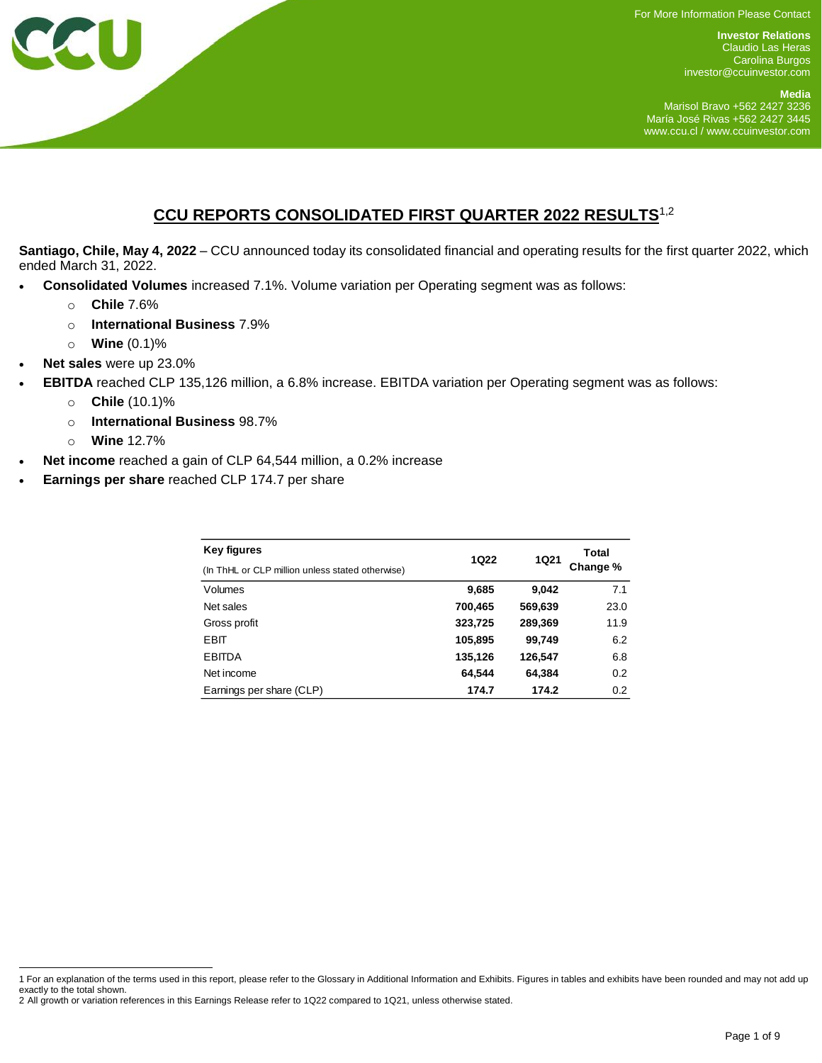For More Information Please Contact

**Investor Relations**
Claudio Las Heras
Carolina Burgos
investor@ccuinvestor.com

**Media**
Marisol Bravo +562 2427 3236
María José Rivas +562 2427 3445
www.ccu.cl / www.ccuinvestor.com

# CCU REPORTS CONSOLIDATED FIRST QUARTER 2022 RESULTS[1,2]

**Santiago, Chile, May 4, 2022** – CCU announced today its consolidated financial and operating results for the first quarter 2022, which ended March 31, 2022.

- **Consolidated Volumes** increased 7.1%. Volume variation per Operating segment was as follows:
  - **Chile** 7.6%
  - **International Business** 7.9%
  - **Wine** (0.1)%
- **Net sales** were up 23.0%
- **EBITDA** reached CLP 135,126 million, a 6.8% increase. EBITDA variation per Operating segment was as follows:
  - **Chile** (10.1)%
  - **International Business** 98.7%
  - **Wine** 12.7%
- **Net income** reached a gain of CLP 64,544 million, a 0.2% increase
- **Earnings per share** reached CLP 174.7 per share

| **Key figures** (In ThHL or CLP million unless stated otherwise) | **1Q22** | **1Q21** | **Total Change %** |
|---|---|---|---|
| Volumes | **9,685** | **9,042** | 7.1 |
| Net sales | **700,465** | **569,639** | 23.0 |
| Gross profit | **323,725** | **289,369** | 11.9 |
| EBIT | **105,895** | **99,749** | 6.2 |
| EBITDA | **135,126** | **126,547** | 6.8 |
| Net income | **64,544** | **64,384** | 0.2 |
| Earnings per share (CLP) | **174.7** | **174.2** | 0.2 |

1 For an explanation of the terms used in this report, please refer to the Glossary in Additional Information and Exhibits. Figures in tables and exhibits have been rounded and may not add up exactly to the total shown.
2 All growth or variation references in this Earnings Release refer to 1Q22 compared to 1Q21, unless otherwise stated.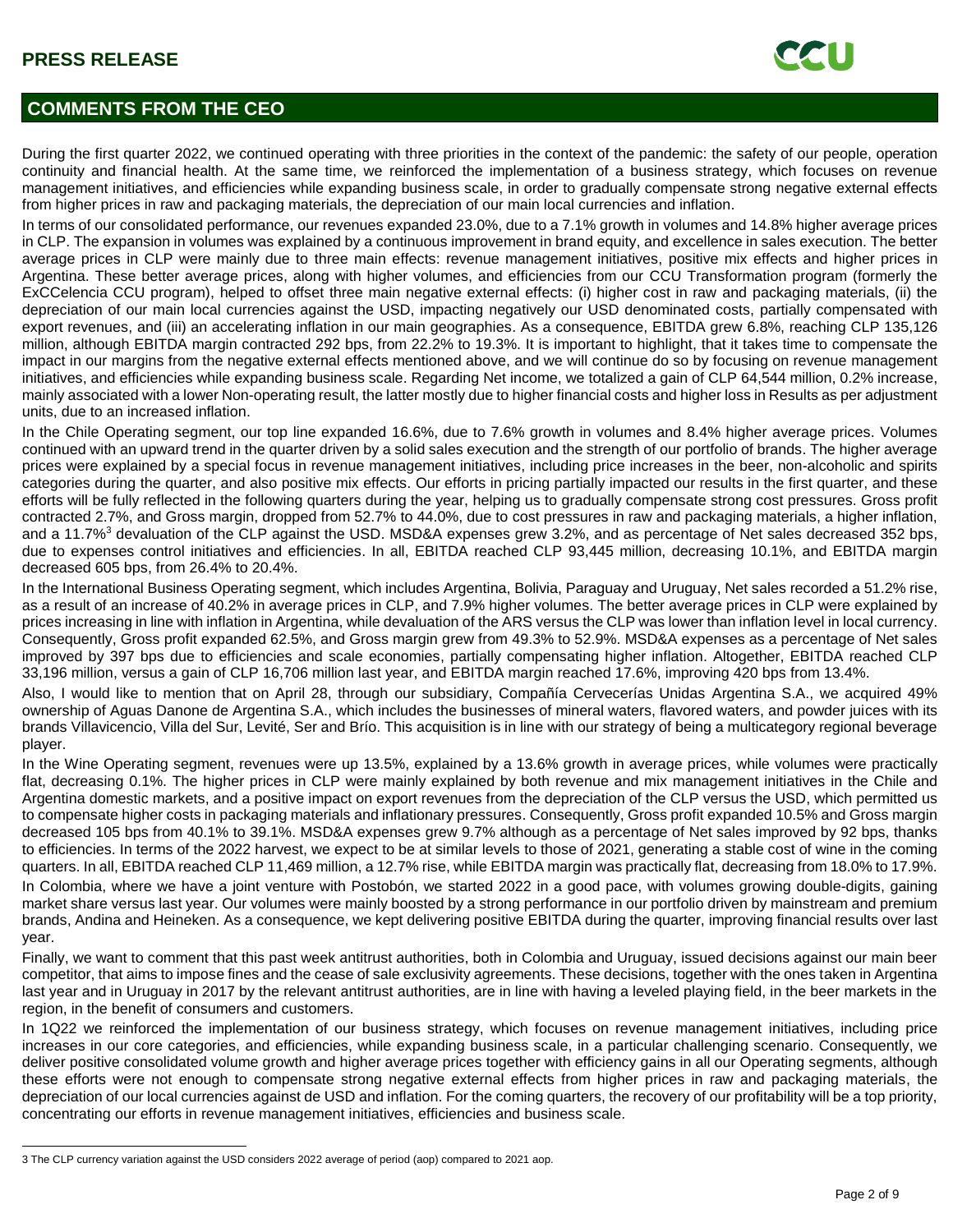## COMMENTS FROM THE CEO

During the first quarter 2022, we continued operating with three priorities in the context of the pandemic: the safety of our people, operation continuity and financial health. At the same time, we reinforced the implementation of a business strategy, which focuses on revenue management initiatives, and efficiencies while expanding business scale, in order to gradually compensate strong negative external effects from higher prices in raw and packaging materials, the depreciation of our main local currencies and inflation.

In terms of our consolidated performance, our revenues expanded 23.0%, due to a 7.1% growth in volumes and 14.8% higher average prices in CLP. The expansion in volumes was explained by a continuous improvement in brand equity, and excellence in sales execution. The better average prices in CLP were mainly due to three main effects: revenue management initiatives, positive mix effects and higher prices in Argentina. These better average prices, along with higher volumes, and efficiencies from our CCU Transformation program (formerly the ExCCelencia CCU program), helped to offset three main negative external effects: (i) higher cost in raw and packaging materials, (ii) the depreciation of our main local currencies against the USD, impacting negatively our USD denominated costs, partially compensated with export revenues, and (iii) an accelerating inflation in our main geographies. As a consequence, EBITDA grew 6.8%, reaching CLP 135,126 million, although EBITDA margin contracted 292 bps, from 22.2% to 19.3%. It is important to highlight, that it takes time to compensate the impact in our margins from the negative external effects mentioned above, and we will continue do so by focusing on revenue management initiatives, and efficiencies while expanding business scale. Regarding Net income, we totalized a gain of CLP 64,544 million, 0.2% increase, mainly associated with a lower Non-operating result, the latter mostly due to higher financial costs and higher loss in Results as per adjustment units, due to an increased inflation.

In the Chile Operating segment, our top line expanded 16.6%, due to 7.6% growth in volumes and 8.4% higher average prices. Volumes continued with an upward trend in the quarter driven by a solid sales execution and the strength of our portfolio of brands. The higher average prices were explained by a special focus in revenue management initiatives, including price increases in the beer, non-alcoholic and spirits categories during the quarter, and also positive mix effects. Our efforts in pricing partially impacted our results in the first quarter, and these efforts will be fully reflected in the following quarters during the year, helping us to gradually compensate strong cost pressures. Gross profit contracted 2.7%, and Gross margin, dropped from 52.7% to 44.0%, due to cost pressures in raw and packaging materials, a higher inflation, and a 11.7%[3] devaluation of the CLP against the USD. MSD&A expenses grew 3.2%, and as percentage of Net sales decreased 352 bps, due to expenses control initiatives and efficiencies. In all, EBITDA reached CLP 93,445 million, decreasing 10.1%, and EBITDA margin decreased 605 bps, from 26.4% to 20.4%.

In the International Business Operating segment, which includes Argentina, Bolivia, Paraguay and Uruguay, Net sales recorded a 51.2% rise, as a result of an increase of 40.2% in average prices in CLP, and 7.9% higher volumes. The better average prices in CLP were explained by prices increasing in line with inflation in Argentina, while devaluation of the ARS versus the CLP was lower than inflation level in local currency. Consequently, Gross profit expanded 62.5%, and Gross margin grew from 49.3% to 52.9%. MSD&A expenses as a percentage of Net sales improved by 397 bps due to efficiencies and scale economies, partially compensating higher inflation. Altogether, EBITDA reached CLP 33,196 million, versus a gain of CLP 16,706 million last year, and EBITDA margin reached 17.6%, improving 420 bps from 13.4%.

Also, I would like to mention that on April 28, through our subsidiary, Compañía Cervecerías Unidas Argentina S.A., we acquired 49% ownership of Aguas Danone de Argentina S.A., which includes the businesses of mineral waters, flavored waters, and powder juices with its brands Villavicencio, Villa del Sur, Levité, Ser and Brío. This acquisition is in line with our strategy of being a multicategory regional beverage player.

In the Wine Operating segment, revenues were up 13.5%, explained by a 13.6% growth in average prices, while volumes were practically flat, decreasing 0.1%. The higher prices in CLP were mainly explained by both revenue and mix management initiatives in the Chile and Argentina domestic markets, and a positive impact on export revenues from the depreciation of the CLP versus the USD, which permitted us to compensate higher costs in packaging materials and inflationary pressures. Consequently, Gross profit expanded 10.5% and Gross margin decreased 105 bps from 40.1% to 39.1%. MSD&A expenses grew 9.7% although as a percentage of Net sales improved by 92 bps, thanks to efficiencies. In terms of the 2022 harvest, we expect to be at similar levels to those of 2021, generating a stable cost of wine in the coming quarters. In all, EBITDA reached CLP 11,469 million, a 12.7% rise, while EBITDA margin was practically flat, decreasing from 18.0% to 17.9%.

In Colombia, where we have a joint venture with Postobón, we started 2022 in a good pace, with volumes growing double-digits, gaining market share versus last year. Our volumes were mainly boosted by a strong performance in our portfolio driven by mainstream and premium brands, Andina and Heineken. As a consequence, we kept delivering positive EBITDA during the quarter, improving financial results over last year.

Finally, we want to comment that this past week antitrust authorities, both in Colombia and Uruguay, issued decisions against our main beer competitor, that aims to impose fines and the cease of sale exclusivity agreements. These decisions, together with the ones taken in Argentina last year and in Uruguay in 2017 by the relevant antitrust authorities, are in line with having a leveled playing field, in the beer markets in the region, in the benefit of consumers and customers.

In 1Q22 we reinforced the implementation of our business strategy, which focuses on revenue management initiatives, including price increases in our core categories, and efficiencies, while expanding business scale, in a particular challenging scenario. Consequently, we deliver positive consolidated volume growth and higher average prices together with efficiency gains in all our Operating segments, although these efforts were not enough to compensate strong negative external effects from higher prices in raw and packaging materials, the depreciation of our local currencies against de USD and inflation. For the coming quarters, the recovery of our profitability will be a top priority, concentrating our efforts in revenue management initiatives, efficiencies and business scale.

---

[3] The CLP currency variation against the USD considers 2022 average of period (aop) compared to 2021 aop.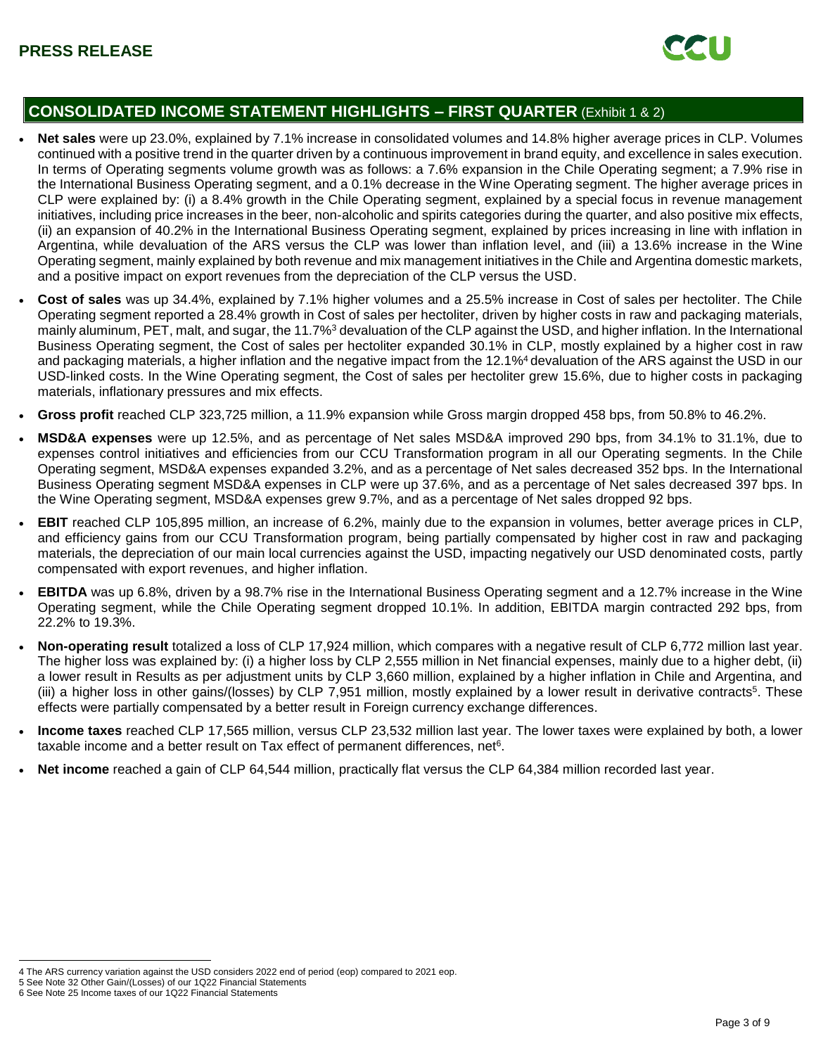## CONSOLIDATED INCOME STATEMENT HIGHLIGHTS – FIRST QUARTER (Exhibit 1 & 2)

- **Net sales** were up 23.0%, explained by 7.1% increase in consolidated volumes and 14.8% higher average prices in CLP. Volumes continued with a positive trend in the quarter driven by a continuous improvement in brand equity, and excellence in sales execution. In terms of Operating segments volume growth was as follows: a 7.6% expansion in the Chile Operating segment; a 7.9% rise in the International Business Operating segment, and a 0.1% decrease in the Wine Operating segment. The higher average prices in CLP were explained by: (i) a 8.4% growth in the Chile Operating segment, explained by a special focus in revenue management initiatives, including price increases in the beer, non-alcoholic and spirits categories during the quarter, and also positive mix effects, (ii) an expansion of 40.2% in the International Business Operating segment, explained by prices increasing in line with inflation in Argentina, while devaluation of the ARS versus the CLP was lower than inflation level, and (iii) a 13.6% increase in the Wine Operating segment, mainly explained by both revenue and mix management initiatives in the Chile and Argentina domestic markets, and a positive impact on export revenues from the depreciation of the CLP versus the USD.
- **Cost of sales** was up 34.4%, explained by 7.1% higher volumes and a 25.5% increase in Cost of sales per hectoliter. The Chile Operating segment reported a 28.4% growth in Cost of sales per hectoliter, driven by higher costs in raw and packaging materials, mainly aluminum, PET, malt, and sugar, the 11.7%[3] devaluation of the CLP against the USD, and higher inflation. In the International Business Operating segment, the Cost of sales per hectoliter expanded 30.1% in CLP, mostly explained by a higher cost in raw and packaging materials, a higher inflation and the negative impact from the 12.1%[4] devaluation of the ARS against the USD in our USD-linked costs. In the Wine Operating segment, the Cost of sales per hectoliter grew 15.6%, due to higher costs in packaging materials, inflationary pressures and mix effects.
- **Gross profit** reached CLP 323,725 million, a 11.9% expansion while Gross margin dropped 458 bps, from 50.8% to 46.2%.
- **MSD&A expenses** were up 12.5%, and as percentage of Net sales MSD&A improved 290 bps, from 34.1% to 31.1%, due to expenses control initiatives and efficiencies from our CCU Transformation program in all our Operating segments. In the Chile Operating segment, MSD&A expenses expanded 3.2%, and as a percentage of Net sales decreased 352 bps. In the International Business Operating segment MSD&A expenses in CLP were up 37.6%, and as a percentage of Net sales decreased 397 bps. In the Wine Operating segment, MSD&A expenses grew 9.7%, and as a percentage of Net sales dropped 92 bps.
- **EBIT** reached CLP 105,895 million, an increase of 6.2%, mainly due to the expansion in volumes, better average prices in CLP, and efficiency gains from our CCU Transformation program, being partially compensated by higher cost in raw and packaging materials, the depreciation of our main local currencies against the USD, impacting negatively our USD denominated costs, partly compensated with export revenues, and higher inflation.
- **EBITDA** was up 6.8%, driven by a 98.7% rise in the International Business Operating segment and a 12.7% increase in the Wine Operating segment, while the Chile Operating segment dropped 10.1%. In addition, EBITDA margin contracted 292 bps, from 22.2% to 19.3%.
- **Non-operating result** totalized a loss of CLP 17,924 million, which compares with a negative result of CLP 6,772 million last year. The higher loss was explained by: (i) a higher loss by CLP 2,555 million in Net financial expenses, mainly due to a higher debt, (ii) a lower result in Results as per adjustment units by CLP 3,660 million, explained by a higher inflation in Chile and Argentina, and (iii) a higher loss in other gains/(losses) by CLP 7,951 million, mostly explained by a lower result in derivative contracts[5]. These effects were partially compensated by a better result in Foreign currency exchange differences.
- **Income taxes** reached CLP 17,565 million, versus CLP 23,532 million last year. The lower taxes were explained by both, a lower taxable income and a better result on Tax effect of permanent differences, net[6].
- **Net income** reached a gain of CLP 64,544 million, practically flat versus the CLP 64,384 million recorded last year.

---

4 The ARS currency variation against the USD considers 2022 end of period (eop) compared to 2021 eop.
5 See Note 32 Other Gain/(Losses) of our 1Q22 Financial Statements
6 See Note 25 Income taxes of our 1Q22 Financial Statements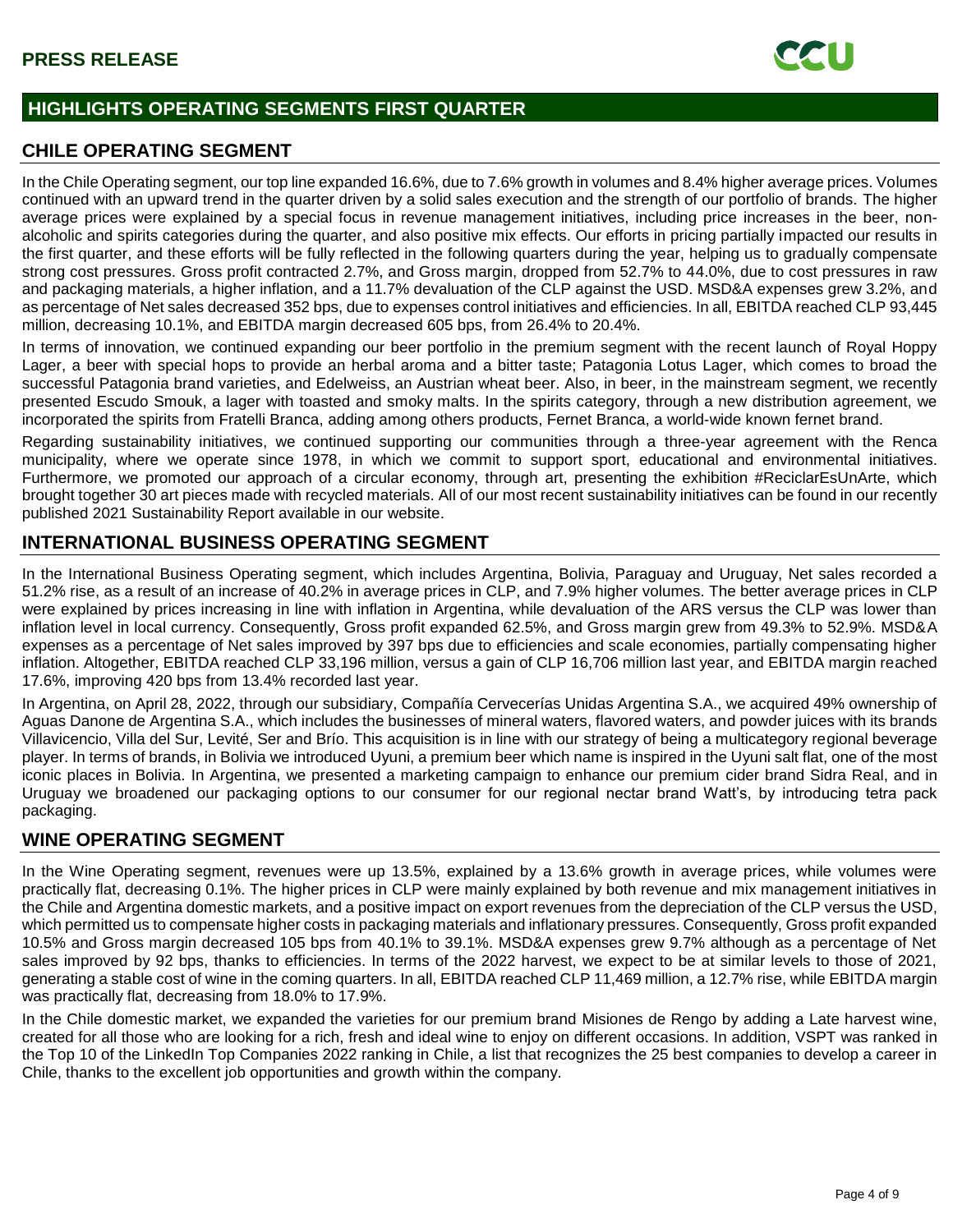## HIGHLIGHTS OPERATING SEGMENTS FIRST QUARTER

### CHILE OPERATING SEGMENT

In the Chile Operating segment, our top line expanded 16.6%, due to 7.6% growth in volumes and 8.4% higher average prices. Volumes continued with an upward trend in the quarter driven by a solid sales execution and the strength of our portfolio of brands. The higher average prices were explained by a special focus in revenue management initiatives, including price increases in the beer, non-alcoholic and spirits categories during the quarter, and also positive mix effects. Our efforts in pricing partially impacted our results in the first quarter, and these efforts will be fully reflected in the following quarters during the year, helping us to gradually compensate strong cost pressures. Gross profit contracted 2.7%, and Gross margin, dropped from 52.7% to 44.0%, due to cost pressures in raw and packaging materials, a higher inflation, and a 11.7% devaluation of the CLP against the USD. MSD&A expenses grew 3.2%, and as percentage of Net sales decreased 352 bps, due to expenses control initiatives and efficiencies. In all, EBITDA reached CLP 93,445 million, decreasing 10.1%, and EBITDA margin decreased 605 bps, from 26.4% to 20.4%.

In terms of innovation, we continued expanding our beer portfolio in the premium segment with the recent launch of Royal Hoppy Lager, a beer with special hops to provide an herbal aroma and a bitter taste; Patagonia Lotus Lager, which comes to broad the successful Patagonia brand varieties, and Edelweiss, an Austrian wheat beer. Also, in beer, in the mainstream segment, we recently presented Escudo Smouk, a lager with toasted and smoky malts. In the spirits category, through a new distribution agreement, we incorporated the spirits from Fratelli Branca, adding among others products, Fernet Branca, a world-wide known fernet brand.

Regarding sustainability initiatives, we continued supporting our communities through a three-year agreement with the Renca municipality, where we operate since 1978, in which we commit to support sport, educational and environmental initiatives. Furthermore, we promoted our approach of a circular economy, through art, presenting the exhibition #ReciclarEsUnArte, which brought together 30 art pieces made with recycled materials. All of our most recent sustainability initiatives can be found in our recently published 2021 Sustainability Report available in our website.

### INTERNATIONAL BUSINESS OPERATING SEGMENT

In the International Business Operating segment, which includes Argentina, Bolivia, Paraguay and Uruguay, Net sales recorded a 51.2% rise, as a result of an increase of 40.2% in average prices in CLP, and 7.9% higher volumes. The better average prices in CLP were explained by prices increasing in line with inflation in Argentina, while devaluation of the ARS versus the CLP was lower than inflation level in local currency. Consequently, Gross profit expanded 62.5%, and Gross margin grew from 49.3% to 52.9%. MSD&A expenses as a percentage of Net sales improved by 397 bps due to efficiencies and scale economies, partially compensating higher inflation. Altogether, EBITDA reached CLP 33,196 million, versus a gain of CLP 16,706 million last year, and EBITDA margin reached 17.6%, improving 420 bps from 13.4% recorded last year.

In Argentina, on April 28, 2022, through our subsidiary, Compañía Cervecerías Unidas Argentina S.A., we acquired 49% ownership of Aguas Danone de Argentina S.A., which includes the businesses of mineral waters, flavored waters, and powder juices with its brands Villavicencio, Villa del Sur, Levité, Ser and Brío. This acquisition is in line with our strategy of being a multicategory regional beverage player. In terms of brands, in Bolivia we introduced Uyuni, a premium beer which name is inspired in the Uyuni salt flat, one of the most iconic places in Bolivia. In Argentina, we presented a marketing campaign to enhance our premium cider brand Sidra Real, and in Uruguay we broadened our packaging options to our consumer for our regional nectar brand Watt's, by introducing tetra pack packaging.

### WINE OPERATING SEGMENT

In the Wine Operating segment, revenues were up 13.5%, explained by a 13.6% growth in average prices, while volumes were practically flat, decreasing 0.1%. The higher prices in CLP were mainly explained by both revenue and mix management initiatives in the Chile and Argentina domestic markets, and a positive impact on export revenues from the depreciation of the CLP versus the USD, which permitted us to compensate higher costs in packaging materials and inflationary pressures. Consequently, Gross profit expanded 10.5% and Gross margin decreased 105 bps from 40.1% to 39.1%. MSD&A expenses grew 9.7% although as a percentage of Net sales improved by 92 bps, thanks to efficiencies. In terms of the 2022 harvest, we expect to be at similar levels to those of 2021, generating a stable cost of wine in the coming quarters. In all, EBITDA reached CLP 11,469 million, a 12.7% rise, while EBITDA margin was practically flat, decreasing from 18.0% to 17.9%.

In the Chile domestic market, we expanded the varieties for our premium brand Misiones de Rengo by adding a Late harvest wine, created for all those who are looking for a rich, fresh and ideal wine to enjoy on different occasions. In addition, VSPT was ranked in the Top 10 of the LinkedIn Top Companies 2022 ranking in Chile, a list that recognizes the 25 best companies to develop a career in Chile, thanks to the excellent job opportunities and growth within the company.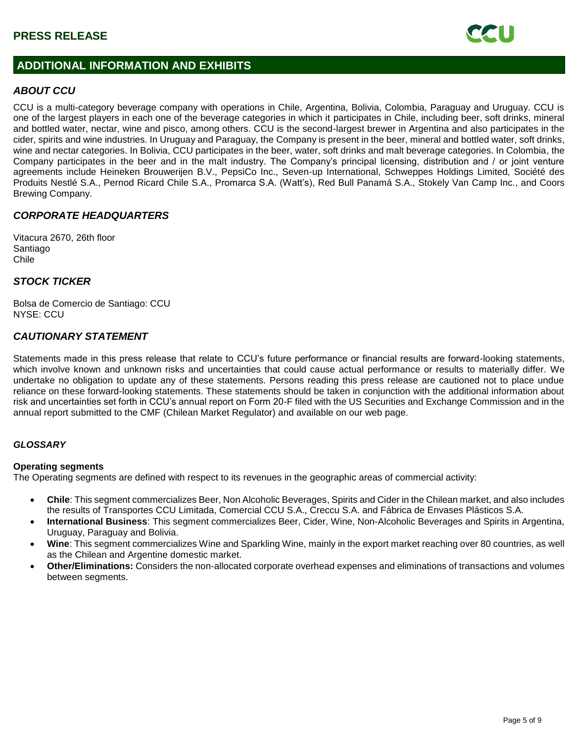## ADDITIONAL INFORMATION AND EXHIBITS

### *ABOUT CCU*

CCU is a multi-category beverage company with operations in Chile, Argentina, Bolivia, Colombia, Paraguay and Uruguay. CCU is one of the largest players in each one of the beverage categories in which it participates in Chile, including beer, soft drinks, mineral and bottled water, nectar, wine and pisco, among others. CCU is the second-largest brewer in Argentina and also participates in the cider, spirits and wine industries. In Uruguay and Paraguay, the Company is present in the beer, mineral and bottled water, soft drinks, wine and nectar categories. In Bolivia, CCU participates in the beer, water, soft drinks and malt beverage categories. In Colombia, the Company participates in the beer and in the malt industry. The Company's principal licensing, distribution and / or joint venture agreements include Heineken Brouwerijen B.V., PepsiCo Inc., Seven-up International, Schweppes Holdings Limited, Société des Produits Nestlé S.A., Pernod Ricard Chile S.A., Promarca S.A. (Watt's), Red Bull Panamá S.A., Stokely Van Camp Inc., and Coors Brewing Company.

### *CORPORATE HEADQUARTERS*

Vitacura 2670, 26th floor
Santiago
Chile

### *STOCK TICKER*

Bolsa de Comercio de Santiago: CCU
NYSE: CCU

### *CAUTIONARY STATEMENT*

Statements made in this press release that relate to CCU's future performance or financial results are forward-looking statements, which involve known and unknown risks and uncertainties that could cause actual performance or results to materially differ. We undertake no obligation to update any of these statements. Persons reading this press release are cautioned not to place undue reliance on these forward-looking statements. These statements should be taken in conjunction with the additional information about risk and uncertainties set forth in CCU's annual report on Form 20-F filed with the US Securities and Exchange Commission and in the annual report submitted to the CMF (Chilean Market Regulator) and available on our web page.

### *GLOSSARY*

**Operating segments**

The Operating segments are defined with respect to its revenues in the geographic areas of commercial activity:

- **Chile**: This segment commercializes Beer, Non Alcoholic Beverages, Spirits and Cider in the Chilean market, and also includes the results of Transportes CCU Limitada, Comercial CCU S.A., Creccu S.A. and Fábrica de Envases Plásticos S.A.
- **International Business**: This segment commercializes Beer, Cider, Wine, Non-Alcoholic Beverages and Spirits in Argentina, Uruguay, Paraguay and Bolivia.
- **Wine**: This segment commercializes Wine and Sparkling Wine, mainly in the export market reaching over 80 countries, as well as the Chilean and Argentine domestic market.
- **Other/Eliminations:** Considers the non-allocated corporate overhead expenses and eliminations of transactions and volumes between segments.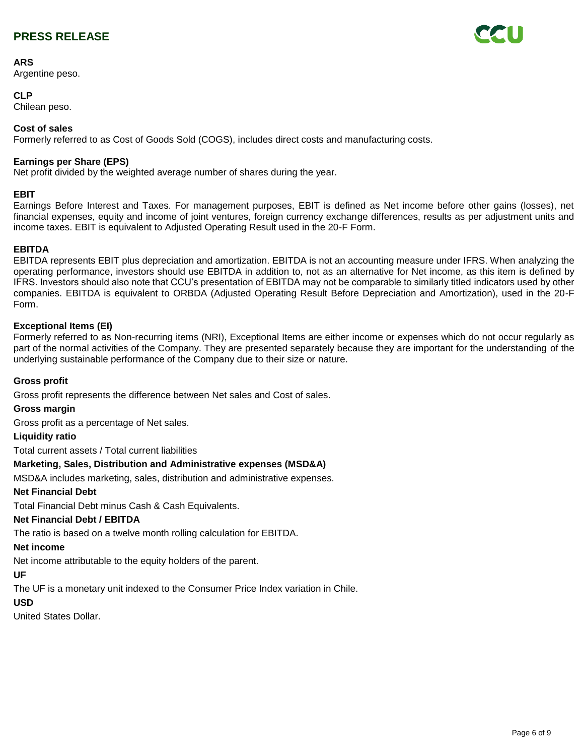**ARS**
Argentine peso.

**CLP**
Chilean peso.

**Cost of sales**
Formerly referred to as Cost of Goods Sold (COGS), includes direct costs and manufacturing costs.

**Earnings per Share (EPS)**
Net profit divided by the weighted average number of shares during the year.

**EBIT**
Earnings Before Interest and Taxes. For management purposes, EBIT is defined as Net income before other gains (losses), net financial expenses, equity and income of joint ventures, foreign currency exchange differences, results as per adjustment units and income taxes. EBIT is equivalent to Adjusted Operating Result used in the 20-F Form.

**EBITDA**
EBITDA represents EBIT plus depreciation and amortization. EBITDA is not an accounting measure under IFRS. When analyzing the operating performance, investors should use EBITDA in addition to, not as an alternative for Net income, as this item is defined by IFRS. Investors should also note that CCU's presentation of EBITDA may not be comparable to similarly titled indicators used by other companies. EBITDA is equivalent to ORBDA (Adjusted Operating Result Before Depreciation and Amortization), used in the 20-F Form.

**Exceptional Items (EI)**
Formerly referred to as Non-recurring items (NRI), Exceptional Items are either income or expenses which do not occur regularly as part of the normal activities of the Company. They are presented separately because they are important for the understanding of the underlying sustainable performance of the Company due to their size or nature.

**Gross profit**

Gross profit represents the difference between Net sales and Cost of sales.

**Gross margin**

Gross profit as a percentage of Net sales.

**Liquidity ratio**

Total current assets / Total current liabilities

**Marketing, Sales, Distribution and Administrative expenses (MSD&A)**

MSD&A includes marketing, sales, distribution and administrative expenses.

**Net Financial Debt**

Total Financial Debt minus Cash & Cash Equivalents.

**Net Financial Debt / EBITDA**

The ratio is based on a twelve month rolling calculation for EBITDA.

**Net income**

Net income attributable to the equity holders of the parent.

**UF**

The UF is a monetary unit indexed to the Consumer Price Index variation in Chile.

**USD**

United States Dollar.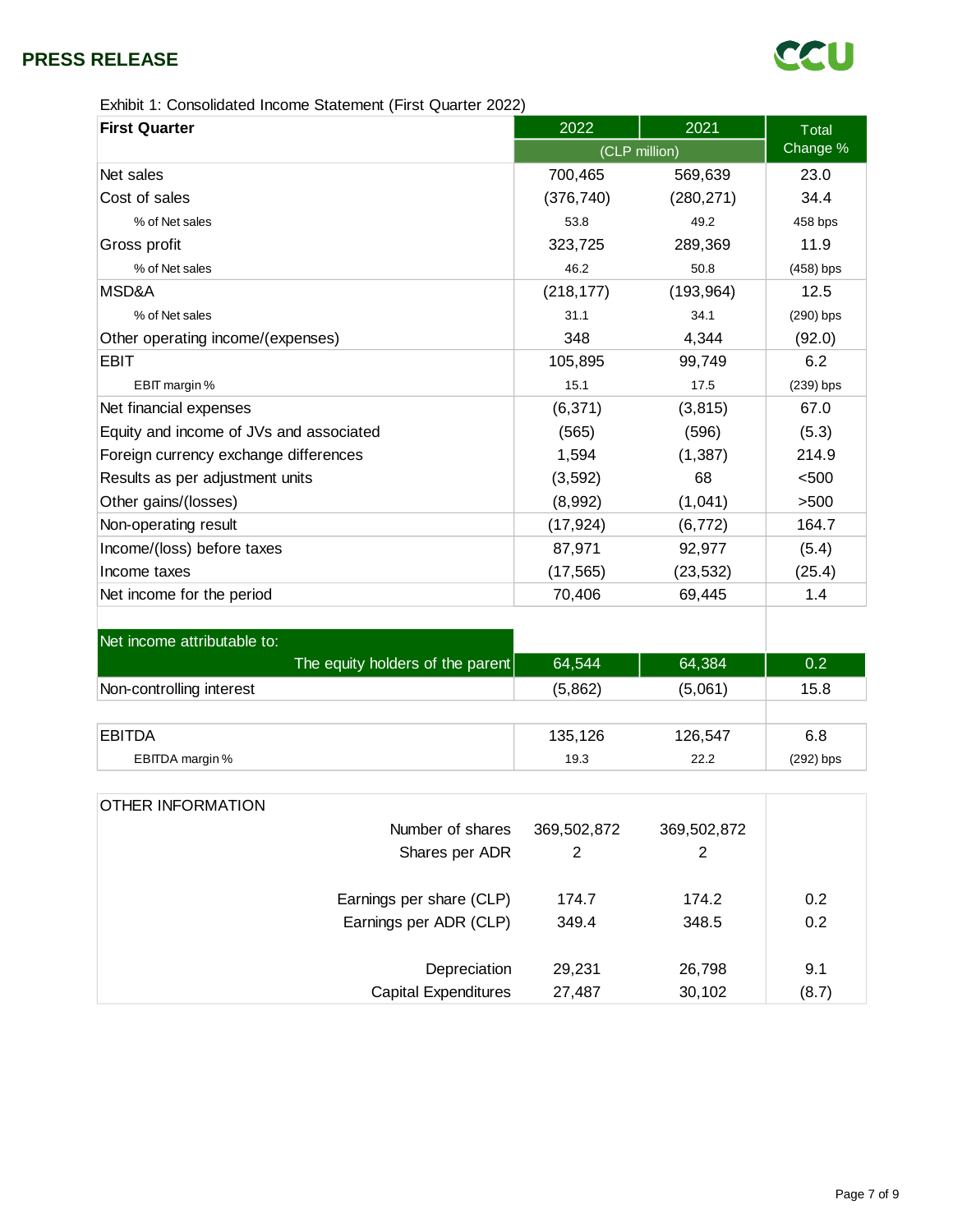**PRESS RELEASE**

Exhibit 1: Consolidated Income Statement (First Quarter 2022)

| First Quarter | 2022 | 2021 | Total Change % |
|---|---|---|---|
| | (CLP million) | | |
| Net sales | 700,465 | 569,639 | 23.0 |
| Cost of sales | (376,740) | (280,271) | 34.4 |
| % of Net sales | 53.8 | 49.2 | 458 bps |
| Gross profit | 323,725 | 289,369 | 11.9 |
| % of Net sales | 46.2 | 50.8 | (458) bps |
| MSD&A | (218,177) | (193,964) | 12.5 |
| % of Net sales | 31.1 | 34.1 | (290) bps |
| Other operating income/(expenses) | 348 | 4,344 | (92.0) |
| EBIT | 105,895 | 99,749 | 6.2 |
| EBIT margin % | 15.1 | 17.5 | (239) bps |
| Net financial expenses | (6,371) | (3,815) | 67.0 |
| Equity and income of JVs and associated | (565) | (596) | (5.3) |
| Foreign currency exchange differences | 1,594 | (1,387) | 214.9 |
| Results as per adjustment units | (3,592) | 68 | <500 |
| Other gains/(losses) | (8,992) | (1,041) | >500 |
| Non-operating result | (17,924) | (6,772) | 164.7 |
| Income/(loss) before taxes | 87,971 | 92,977 | (5.4) |
| Income taxes | (17,565) | (23,532) | (25.4) |
| Net income for the period | 70,406 | 69,445 | 1.4 |
| | | | |
| Net income attributable to: | | | |
| The equity holders of the parent | 64,544 | 64,384 | 0.2 |
| Non-controlling interest | (5,862) | (5,061) | 15.8 |
| | | | |
| EBITDA | 135,126 | 126,547 | 6.8 |
| EBITDA margin % | 19.3 | 22.2 | (292) bps |

| OTHER INFORMATION | | | |
|---|---|---|---|
| Number of shares | 369,502,872 | 369,502,872 | |
| Shares per ADR | 2 | 2 | |
| | | | |
| Earnings per share (CLP) | 174.7 | 174.2 | 0.2 |
| Earnings per ADR (CLP) | 349.4 | 348.5 | 0.2 |
| | | | |
| Depreciation | 29,231 | 26,798 | 9.1 |
| Capital Expenditures | 27,487 | 30,102 | (8.7) |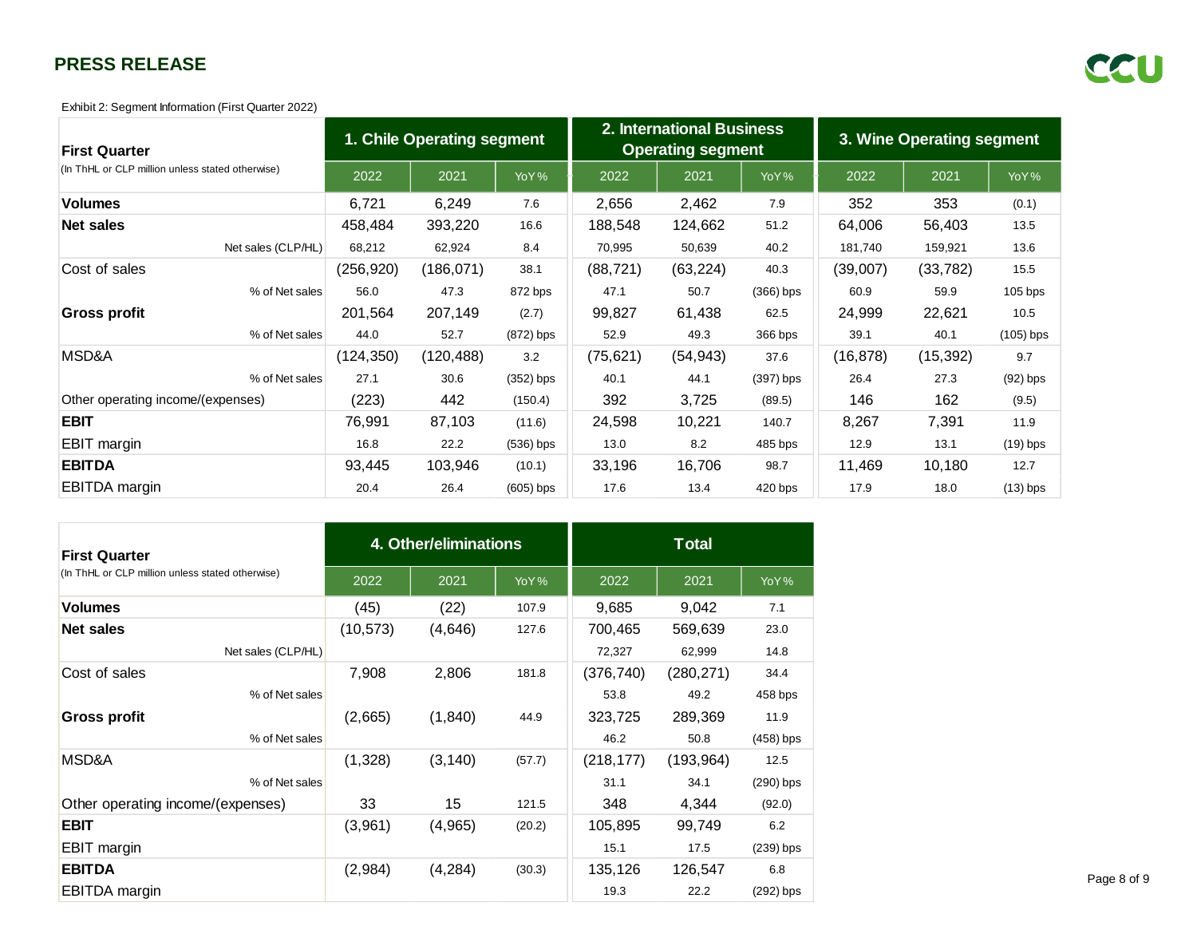**PRESS RELEASE**

Exhibit 2: Segment Information (First Quarter 2022)

| First Quarter (In ThHL or CLP million unless stated otherwise) | 1. Chile Operating segment | | | 2. International Business Operating segment | | | 3. Wine Operating segment | | |
|---|---|---|---|---|---|---|---|---|---|
| | 2022 | 2021 | YoY% | 2022 | 2021 | YoY% | 2022 | 2021 | YoY% |
| **Volumes** | 6,721 | 6,249 | 7.6 | 2,656 | 2,462 | 7.9 | 352 | 353 | (0.1) |
| **Net sales** | 458,484 | 393,220 | 16.6 | 188,548 | 124,662 | 51.2 | 64,006 | 56,403 | 13.5 |
| Net sales (CLP/HL) | 68,212 | 62,924 | 8.4 | 70,995 | 50,639 | 40.2 | 181,740 | 159,921 | 13.6 |
| Cost of sales | (256,920) | (186,071) | 38.1 | (88,721) | (63,224) | 40.3 | (39,007) | (33,782) | 15.5 |
| % of Net sales | 56.0 | 47.3 | 872 bps | 47.1 | 50.7 | (366) bps | 60.9 | 59.9 | 105 bps |
| **Gross profit** | 201,564 | 207,149 | (2.7) | 99,827 | 61,438 | 62.5 | 24,999 | 22,621 | 10.5 |
| % of Net sales | 44.0 | 52.7 | (872) bps | 52.9 | 49.3 | 366 bps | 39.1 | 40.1 | (105) bps |
| MSD&A | (124,350) | (120,488) | 3.2 | (75,621) | (54,943) | 37.6 | (16,878) | (15,392) | 9.7 |
| % of Net sales | 27.1 | 30.6 | (352) bps | 40.1 | 44.1 | (397) bps | 26.4 | 27.3 | (92) bps |
| Other operating income/(expenses) | (223) | 442 | (150.4) | 392 | 3,725 | (89.5) | 146 | 162 | (9.5) |
| **EBIT** | 76,991 | 87,103 | (11.6) | 24,598 | 10,221 | 140.7 | 8,267 | 7,391 | 11.9 |
| EBIT margin | 16.8 | 22.2 | (536) bps | 13.0 | 8.2 | 485 bps | 12.9 | 13.1 | (19) bps |
| **EBITDA** | 93,445 | 103,946 | (10.1) | 33,196 | 16,706 | 98.7 | 11,469 | 10,180 | 12.7 |
| EBITDA margin | 20.4 | 26.4 | (605) bps | 17.6 | 13.4 | 420 bps | 17.9 | 18.0 | (13) bps |

| First Quarter (In ThHL or CLP million unless stated otherwise) | 4. Other/eliminations | | | Total | | |
|---|---|---|---|---|---|---|
| | 2022 | 2021 | YoY% | 2022 | 2021 | YoY% |
| **Volumes** | (45) | (22) | 107.9 | 9,685 | 9,042 | 7.1 |
| **Net sales** | (10,573) | (4,646) | 127.6 | 700,465 | 569,639 | 23.0 |
| Net sales (CLP/HL) | | | | 72,327 | 62,999 | 14.8 |
| Cost of sales | 7,908 | 2,806 | 181.8 | (376,740) | (280,271) | 34.4 |
| % of Net sales | | | | 53.8 | 49.2 | 458 bps |
| **Gross profit** | (2,665) | (1,840) | 44.9 | 323,725 | 289,369 | 11.9 |
| % of Net sales | | | | 46.2 | 50.8 | (458) bps |
| MSD&A | (1,328) | (3,140) | (57.7) | (218,177) | (193,964) | 12.5 |
| % of Net sales | | | | 31.1 | 34.1 | (290) bps |
| Other operating income/(expenses) | 33 | 15 | 121.5 | 348 | 4,344 | (92.0) |
| **EBIT** | (3,961) | (4,965) | (20.2) | 105,895 | 99,749 | 6.2 |
| EBIT margin | | | | 15.1 | 17.5 | (239) bps |
| **EBITDA** | (2,984) | (4,284) | (30.3) | 135,126 | 126,547 | 6.8 |
| EBITDA margin | | | | 19.3 | 22.2 | (292) bps |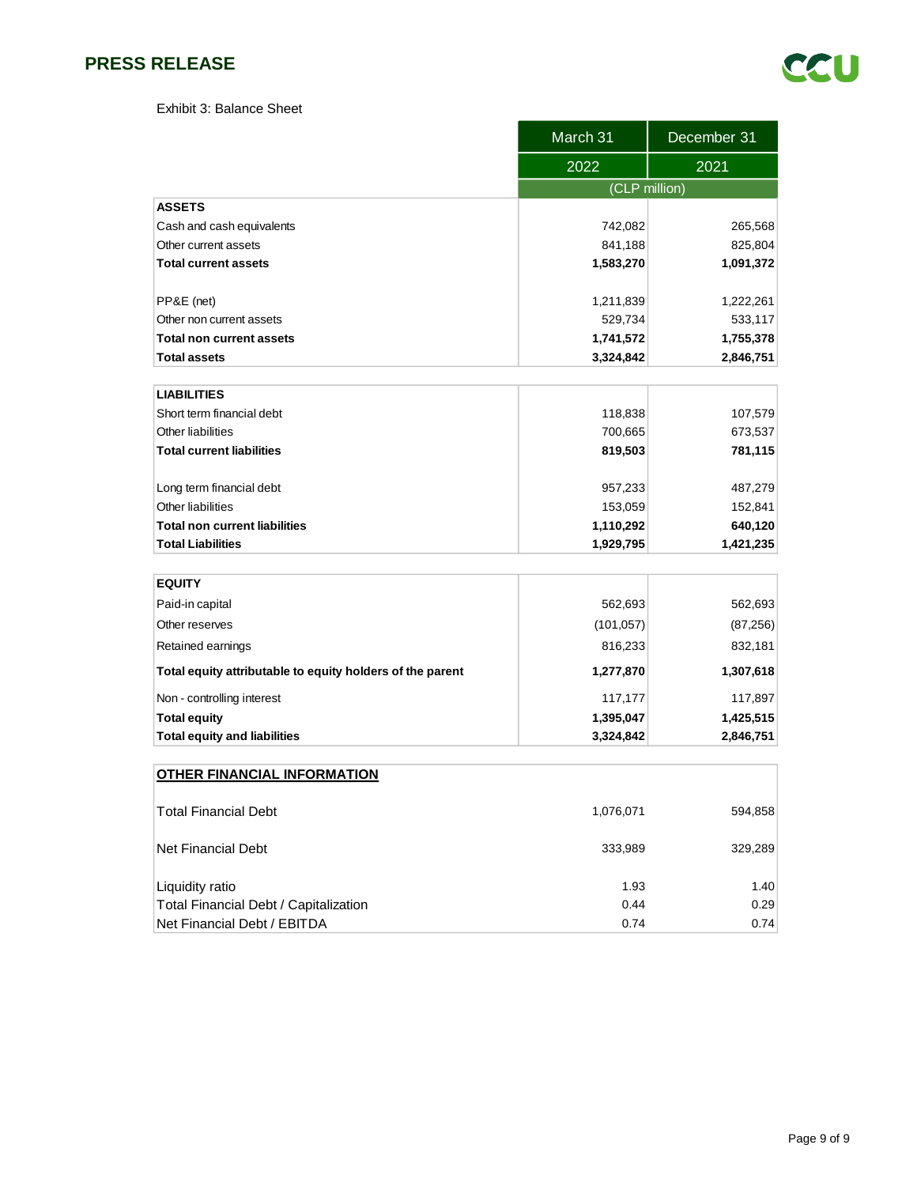Exhibit 3: Balance Sheet

| | March 31 | December 31 |
|---|---|---|
| | 2022 | 2021 |
| | (CLP million) | |
| **ASSETS** | | |
| Cash and cash equivalents | 742,082 | 265,568 |
| Other current assets | 841,188 | 825,804 |
| **Total current assets** | **1,583,270** | **1,091,372** |
| PP&E (net) | 1,211,839 | 1,222,261 |
| Other non current assets | 529,734 | 533,117 |
| **Total non current assets** | **1,741,572** | **1,755,378** |
| **Total assets** | **3,324,842** | **2,846,751** |
| **LIABILITIES** | | |
| Short term financial debt | 118,838 | 107,579 |
| Other liabilities | 700,665 | 673,537 |
| **Total current liabilities** | **819,503** | **781,115** |
| Long term financial debt | 957,233 | 487,279 |
| Other liabilities | 153,059 | 152,841 |
| **Total non current liabilities** | **1,110,292** | **640,120** |
| **Total Liabilities** | **1,929,795** | **1,421,235** |
| **EQUITY** | | |
| Paid-in capital | 562,693 | 562,693 |
| Other reserves | (101,057) | (87,256) |
| Retained earnings | 816,233 | 832,181 |
| **Total equity attributable to equity holders of the parent** | **1,277,870** | **1,307,618** |
| Non - controlling interest | 117,177 | 117,897 |
| **Total equity** | **1,395,047** | **1,425,515** |
| **Total equity and liabilities** | **3,324,842** | **2,846,751** |

| **OTHER FINANCIAL INFORMATION** | | |
|---|---|---|
| Total Financial Debt | 1,076,071 | 594,858 |
| Net Financial Debt | 333,989 | 329,289 |
| Liquidity ratio | 1.93 | 1.40 |
| Total Financial Debt / Capitalization | 0.44 | 0.29 |
| Net Financial Debt / EBITDA | 0.74 | 0.74 |